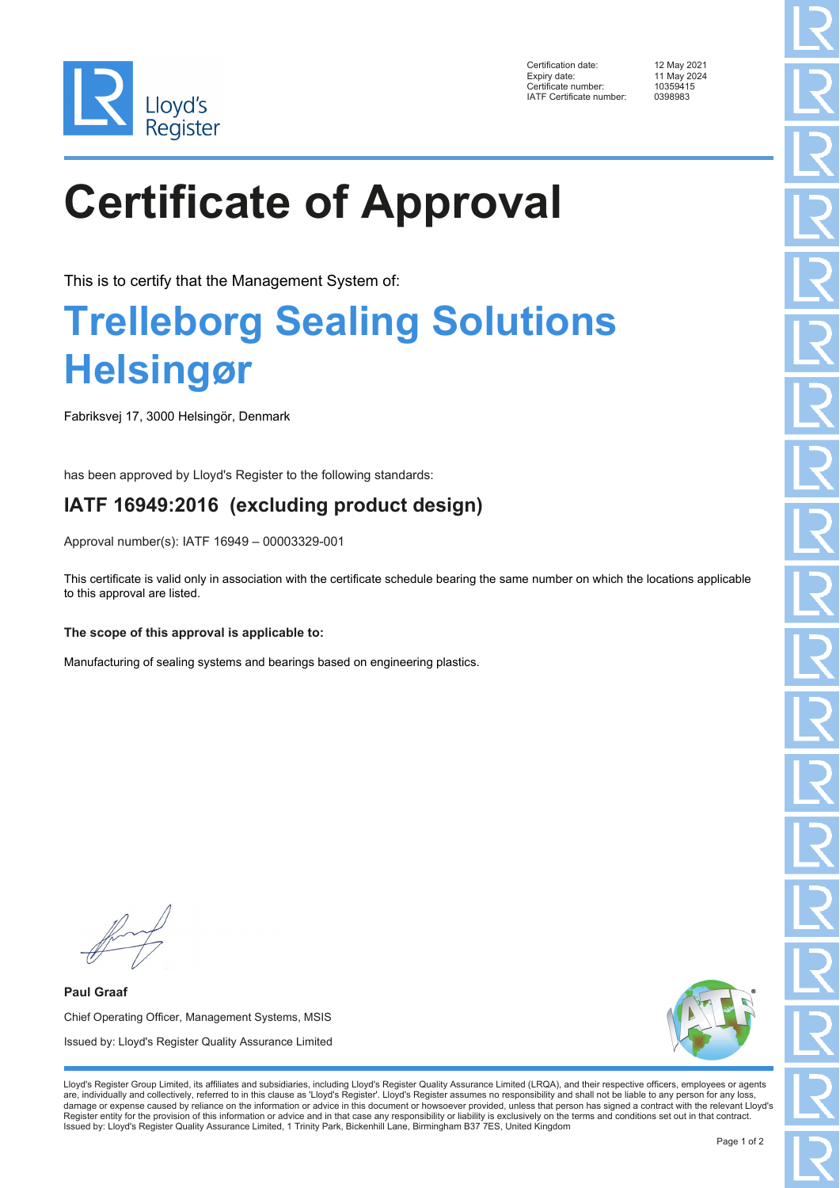| | |
|---|---|
| Certification date: | 12 May 2021 |
| Expiry date: | 11 May 2024 |
| Certificate number: | 10359415 |
| IATF Certificate number: | 0398983 |

# Certificate of Approval

This is to certify that the Management System of:

## Trelleborg Sealing Solutions Helsingør

Fabriksvej 17, 3000 Helsingör, Denmark

has been approved by Lloyd's Register to the following standards:

### IATF 16949:2016 (excluding product design)

Approval number(s): IATF 16949 – 00003329-001

This certificate is valid only in association with the certificate schedule bearing the same number on which the locations applicable to this approval are listed.

**The scope of this approval is applicable to:**

Manufacturing of sealing systems and bearings based on engineering plastics.

**Paul Graaf**

Chief Operating Officer, Management Systems, MSIS

Issued by: Lloyd's Register Quality Assurance Limited

Lloyd's Register Group Limited, its affiliates and subsidiaries, including Lloyd's Register Quality Assurance Limited (LRQA), and their respective officers, employees or agents are, individually and collectively, referred to in this clause as 'Lloyd's Register'. Lloyd's Register assumes no responsibility and shall not be liable to any person for any loss, damage or expense caused by reliance on the information or advice in this document or howsoever provided, unless that person has signed a contract with the relevant Lloyd's Register entity for the provision of this information or advice and in that case any responsibility or liability is exclusively on the terms and conditions set out in that contract.
Issued by: Lloyd's Register Quality Assurance Limited, 1 Trinity Park, Bickenhill Lane, Birmingham B37 7ES, United Kingdom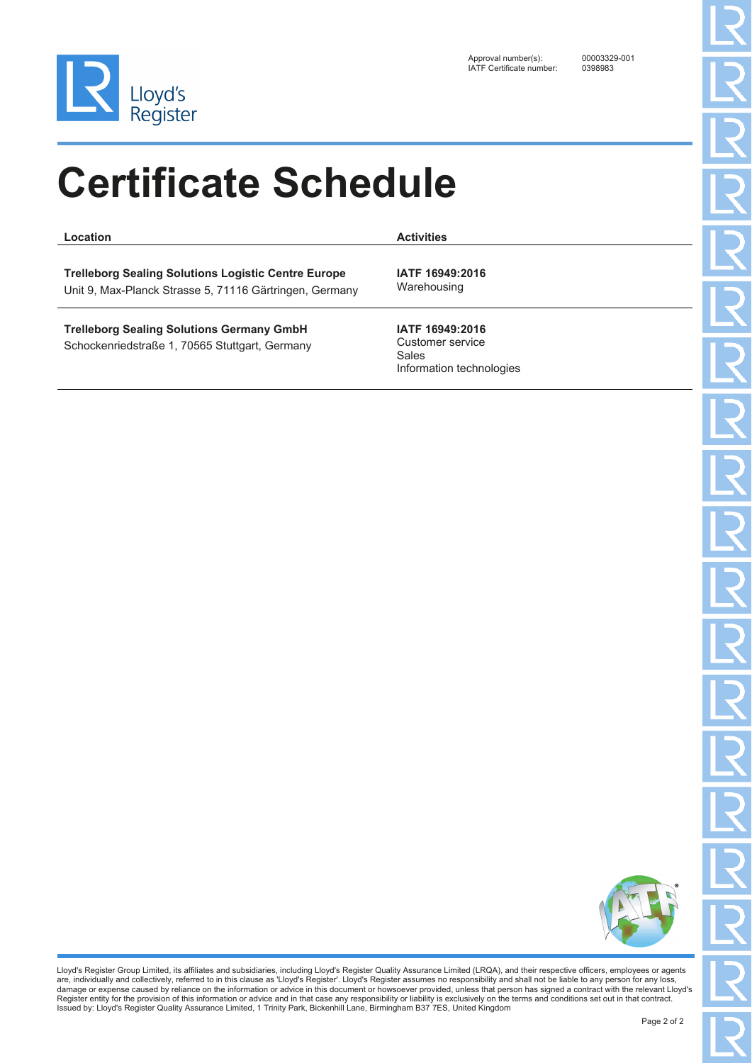Approval number(s): 00003329-001
IATF Certificate number: 0398983

# Certificate Schedule

| Location | Activities |
| --- | --- |
| **Trelleborg Sealing Solutions Logistic Centre Europe**<br>Unit 9, Max-Planck Strasse 5, 71116 Gärtringen, Germany | **IATF 16949:2016**<br>Warehousing |
| **Trelleborg Sealing Solutions Germany GmbH**<br>Schockenriedstraße 1, 70565 Stuttgart, Germany | **IATF 16949:2016**<br>Customer service<br>Sales<br>Information technologies |

Lloyd's Register Group Limited, its affiliates and subsidiaries, including Lloyd's Register Quality Assurance Limited (LRQA), and their respective officers, employees or agents are, individually and collectively, referred to in this clause as 'Lloyd's Register'. Lloyd's Register assumes no responsibility and shall not be liable to any person for any loss, damage or expense caused by reliance on the information or advice in this document or howsoever provided, unless that person has signed a contract with the relevant Lloyd's Register entity for the provision of this information or advice and in that case any responsibility or liability is exclusively on the terms and conditions set out in that contract.
Issued by: Lloyd's Register Quality Assurance Limited, 1 Trinity Park, Bickenhill Lane, Birmingham B37 7ES, United Kingdom